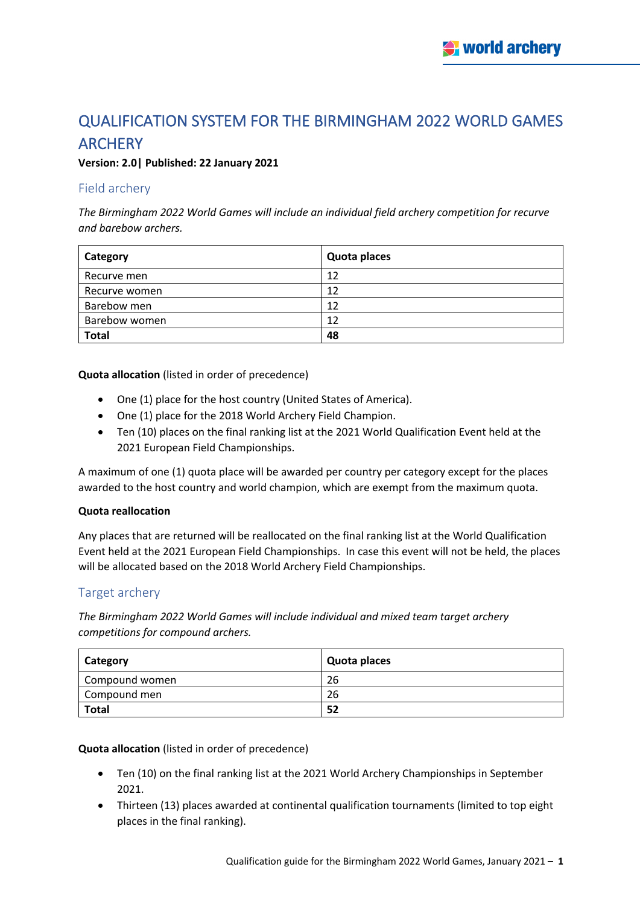# QUALIFICATION SYSTEM FOR THE BIRMINGHAM 2022 WORLD GAMES ARCHERY

**Version: 2.0| Published: 22 January 2021**

## Field archery

*The Birmingham 2022 World Games will include an individual field archery competition for recurve and barebow archers.*

| Category | Quota places |
|---|---|
| Recurve men | 12 |
| Recurve women | 12 |
| Barebow men | 12 |
| Barebow women | 12 |
| **Total** | **48** |

**Quota allocation** (listed in order of precedence)

- One (1) place for the host country (United States of America).
- One (1) place for the 2018 World Archery Field Champion.
- Ten (10) places on the final ranking list at the 2021 World Qualification Event held at the 2021 European Field Championships.

A maximum of one (1) quota place will be awarded per country per category except for the places awarded to the host country and world champion, which are exempt from the maximum quota.

**Quota reallocation**

Any places that are returned will be reallocated on the final ranking list at the World Qualification Event held at the 2021 European Field Championships. In case this event will not be held, the places will be allocated based on the 2018 World Archery Field Championships.

## Target archery

*The Birmingham 2022 World Games will include individual and mixed team target archery competitions for compound archers.*

| Category | Quota places |
|---|---|
| Compound women | 26 |
| Compound men | 26 |
| **Total** | **52** |

**Quota allocation** (listed in order of precedence)

- Ten (10) on the final ranking list at the 2021 World Archery Championships in September 2021.
- Thirteen (13) places awarded at continental qualification tournaments (limited to top eight places in the final ranking).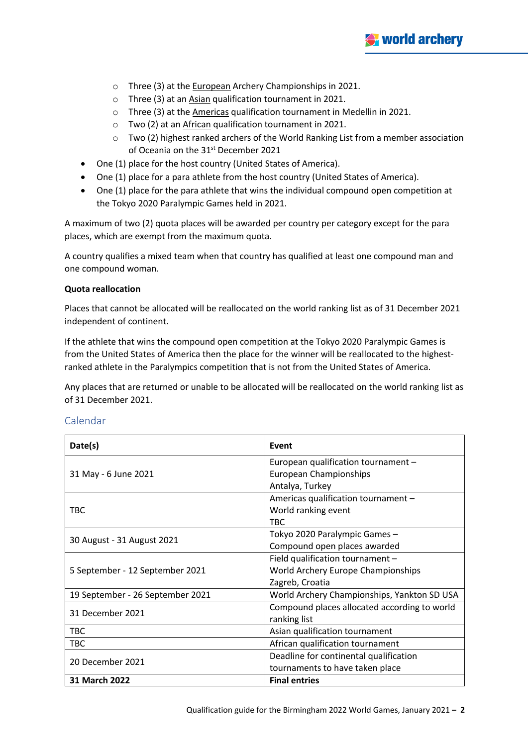- Three (3) at the European Archery Championships in 2021.
   - Three (3) at an Asian qualification tournament in 2021.
   - Three (3) at the Americas qualification tournament in Medellin in 2021.
   - Two (2) at an African qualification tournament in 2021.
   - Two (2) highest ranked archers of the World Ranking List from a member association of Oceania on the 31st December 2021
- One (1) place for the host country (United States of America).
- One (1) place for a para athlete from the host country (United States of America).
- One (1) place for the para athlete that wins the individual compound open competition at the Tokyo 2020 Paralympic Games held in 2021.

A maximum of two (2) quota places will be awarded per country per category except for the para places, which are exempt from the maximum quota.

A country qualifies a mixed team when that country has qualified at least one compound man and one compound woman.

**Quota reallocation**

Places that cannot be allocated will be reallocated on the world ranking list as of 31 December 2021 independent of continent.

If the athlete that wins the compound open competition at the Tokyo 2020 Paralympic Games is from the United States of America then the place for the winner will be reallocated to the highest-ranked athlete in the Paralympics competition that is not from the United States of America.

Any places that are returned or unable to be allocated will be reallocated on the world ranking list as of 31 December 2021.

## Calendar

| Date(s) | Event |
|---|---|
| 31 May - 6 June 2021 | European qualification tournament – European Championships Antalya, Turkey |
| TBC | Americas qualification tournament – World ranking event TBC |
| 30 August - 31 August 2021 | Tokyo 2020 Paralympic Games – Compound open places awarded |
| 5 September - 12 September 2021 | Field qualification tournament – World Archery Europe Championships Zagreb, Croatia |
| 19 September - 26 September 2021 | World Archery Championships, Yankton SD USA |
| 31 December 2021 | Compound places allocated according to world ranking list |
| TBC | Asian qualification tournament |
| TBC | African qualification tournament |
| 20 December 2021 | Deadline for continental qualification tournaments to have taken place |
| **31 March 2022** | **Final entries** |